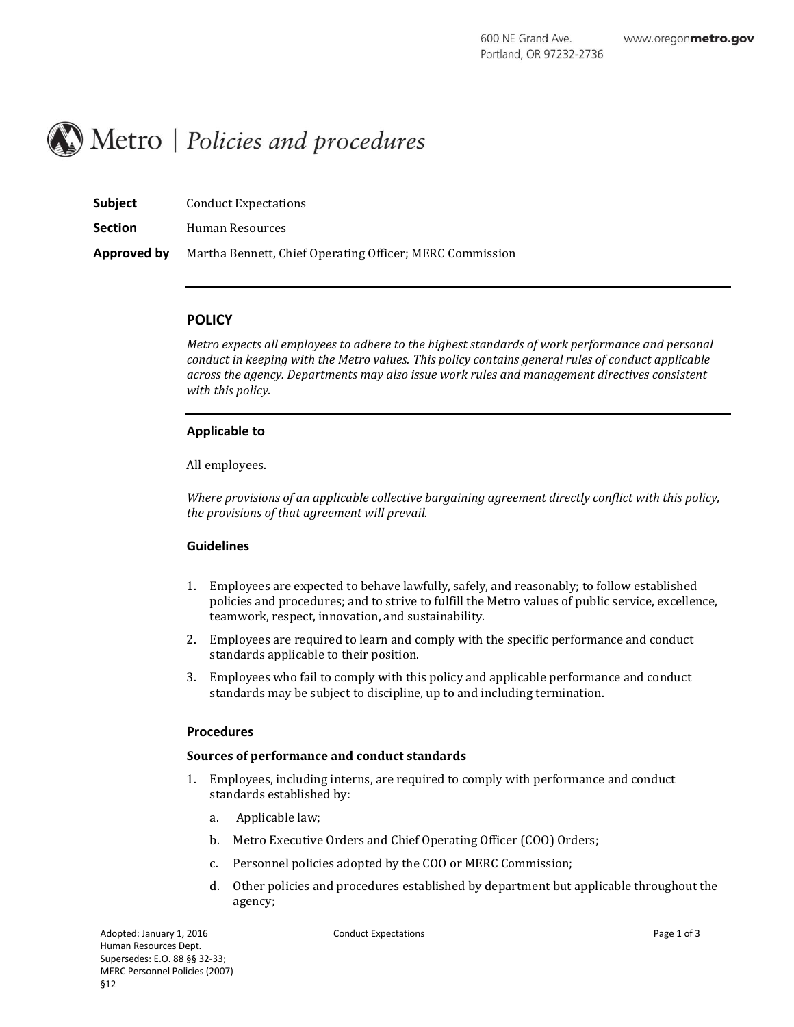# Metro | *Policies and procedures*

**Subject** Conduct Expectations

**Section** Human Resources

**Approved by** Martha Bennett, Chief Operating Officer; MERC Commission

## POLICY

*Metro expects all employees to adhere to the highest standards of work performance and personal conduct in keeping with the Metro values. This policy contains general rules of conduct applicable across the agency. Departments may also issue work rules and management directives consistent with this policy.*

### Applicable to

All employees.

*Where provisions of an applicable collective bargaining agreement directly conflict with this policy, the provisions of that agreement will prevail.*

### Guidelines

1. Employees are expected to behave lawfully, safely, and reasonably; to follow established policies and procedures; and to strive to fulfill the Metro values of public service, excellence, teamwork, respect, innovation, and sustainability.
2. Employees are required to learn and comply with the specific performance and conduct standards applicable to their position.
3. Employees who fail to comply with this policy and applicable performance and conduct standards may be subject to discipline, up to and including termination.

### Procedures

**Sources of performance and conduct standards**

1. Employees, including interns, are required to comply with performance and conduct standards established by:
   a. Applicable law;
   b. Metro Executive Orders and Chief Operating Officer (COO) Orders;
   c. Personnel policies adopted by the COO or MERC Commission;
   d. Other policies and procedures established by department but applicable throughout the agency;

Adopted: January 1, 2016
Human Resources Dept.
Supersedes: E.O. 88 §§ 32-33; MERC Personnel Policies (2007) §12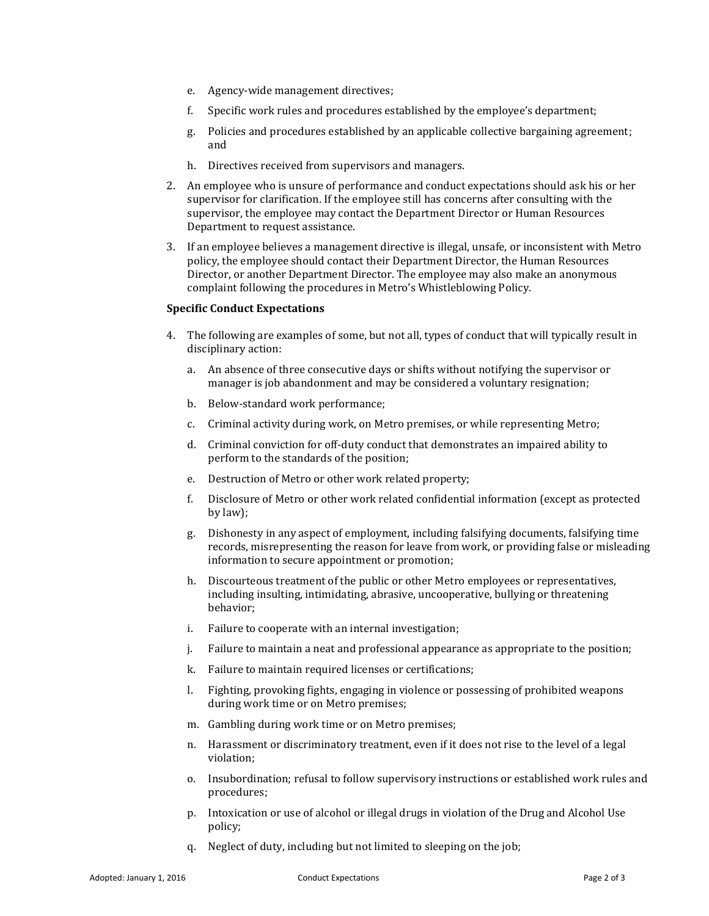e. Agency-wide management directives;

   f. Specific work rules and procedures established by the employee's department;

   g. Policies and procedures established by an applicable collective bargaining agreement; and

   h. Directives received from supervisors and managers.

2. An employee who is unsure of performance and conduct expectations should ask his or her supervisor for clarification. If the employee still has concerns after consulting with the supervisor, the employee may contact the Department Director or Human Resources Department to request assistance.

3. If an employee believes a management directive is illegal, unsafe, or inconsistent with Metro policy, the employee should contact their Department Director, the Human Resources Director, or another Department Director. The employee may also make an anonymous complaint following the procedures in Metro's Whistleblowing Policy.

**Specific Conduct Expectations**

4. The following are examples of some, but not all, types of conduct that will typically result in disciplinary action:

   a. An absence of three consecutive days or shifts without notifying the supervisor or manager is job abandonment and may be considered a voluntary resignation;

   b. Below-standard work performance;

   c. Criminal activity during work, on Metro premises, or while representing Metro;

   d. Criminal conviction for off-duty conduct that demonstrates an impaired ability to perform to the standards of the position;

   e. Destruction of Metro or other work related property;

   f. Disclosure of Metro or other work related confidential information (except as protected by law);

   g. Dishonesty in any aspect of employment, including falsifying documents, falsifying time records, misrepresenting the reason for leave from work, or providing false or misleading information to secure appointment or promotion;

   h. Discourteous treatment of the public or other Metro employees or representatives, including insulting, intimidating, abrasive, uncooperative, bullying or threatening behavior;

   i. Failure to cooperate with an internal investigation;

   j. Failure to maintain a neat and professional appearance as appropriate to the position;

   k. Failure to maintain required licenses or certifications;

   l. Fighting, provoking fights, engaging in violence or possessing of prohibited weapons during work time or on Metro premises;

   m. Gambling during work time or on Metro premises;

   n. Harassment or discriminatory treatment, even if it does not rise to the level of a legal violation;

   o. Insubordination; refusal to follow supervisory instructions or established work rules and procedures;

   p. Intoxication or use of alcohol or illegal drugs in violation of the Drug and Alcohol Use policy;

   q. Neglect of duty, including but not limited to sleeping on the job;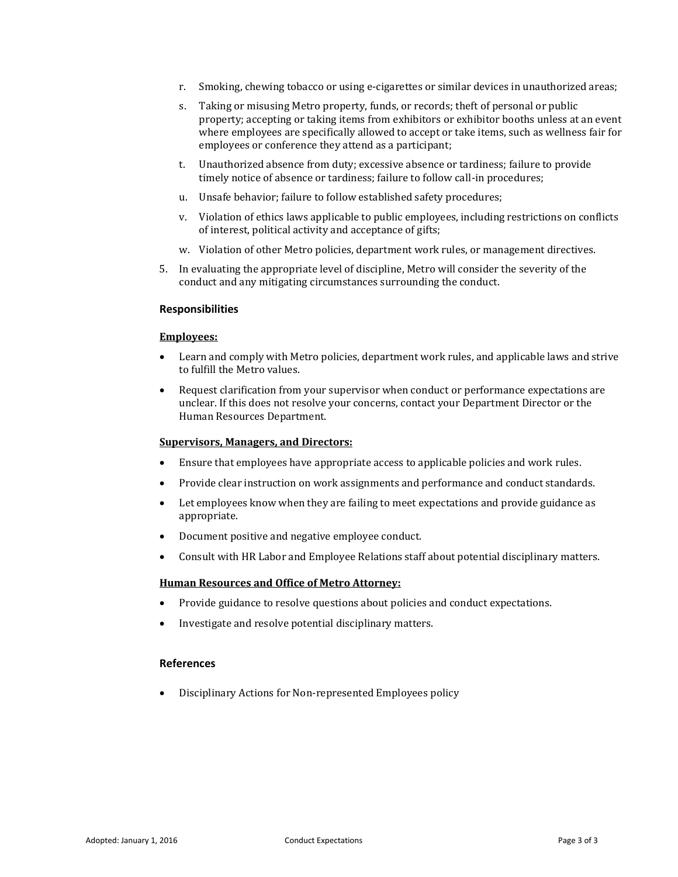r. Smoking, chewing tobacco or using e-cigarettes or similar devices in unauthorized areas;

s. Taking or misusing Metro property, funds, or records; theft of personal or public property; accepting or taking items from exhibitors or exhibitor booths unless at an event where employees are specifically allowed to accept or take items, such as wellness fair for employees or conference they attend as a participant;

t. Unauthorized absence from duty; excessive absence or tardiness; failure to provide timely notice of absence or tardiness; failure to follow call-in procedures;

u. Unsafe behavior; failure to follow established safety procedures;

v. Violation of ethics laws applicable to public employees, including restrictions on conflicts of interest, political activity and acceptance of gifts;

w. Violation of other Metro policies, department work rules, or management directives.

5. In evaluating the appropriate level of discipline, Metro will consider the severity of the conduct and any mitigating circumstances surrounding the conduct.

## Responsibilities

**Employees:**

- Learn and comply with Metro policies, department work rules, and applicable laws and strive to fulfill the Metro values.
- Request clarification from your supervisor when conduct or performance expectations are unclear. If this does not resolve your concerns, contact your Department Director or the Human Resources Department.

**Supervisors, Managers, and Directors:**

- Ensure that employees have appropriate access to applicable policies and work rules.
- Provide clear instruction on work assignments and performance and conduct standards.
- Let employees know when they are failing to meet expectations and provide guidance as appropriate.
- Document positive and negative employee conduct.
- Consult with HR Labor and Employee Relations staff about potential disciplinary matters.

**Human Resources and Office of Metro Attorney:**

- Provide guidance to resolve questions about policies and conduct expectations.
- Investigate and resolve potential disciplinary matters.

## References

- Disciplinary Actions for Non-represented Employees policy